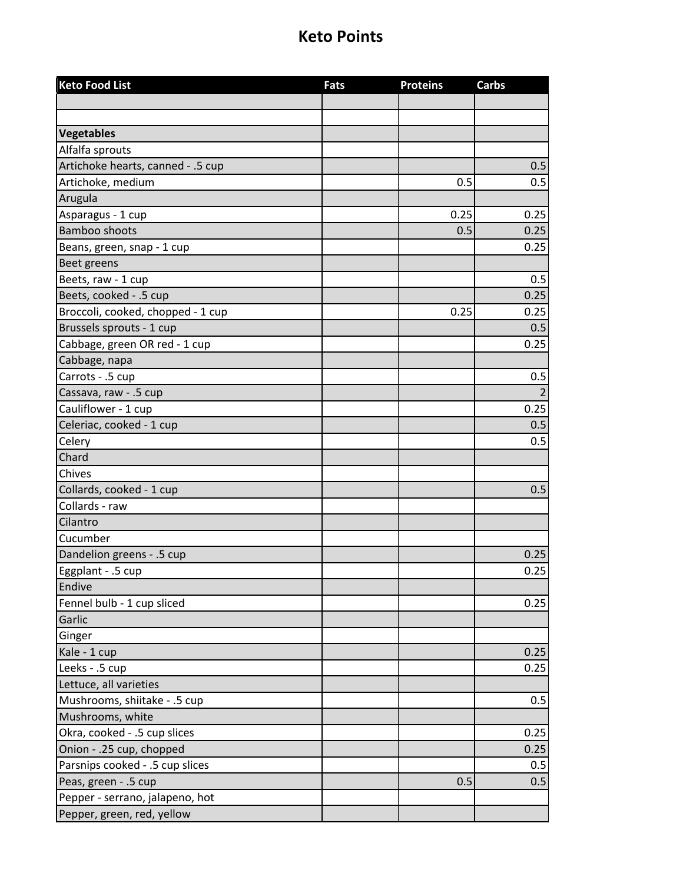# Keto Points

| Keto Food List | Fats | Proteins | Carbs |
|---|---|---|---|
| | | | |
| | | | |
| **Vegetables** | | | |
| Alfalfa sprouts | | | |
| Artichoke hearts, canned - .5 cup | | | 0.5 |
| Artichoke, medium | | 0.5 | 0.5 |
| Arugula | | | |
| Asparagus - 1 cup | | 0.25 | 0.25 |
| Bamboo shoots | | 0.5 | 0.25 |
| Beans, green, snap - 1 cup | | | 0.25 |
| Beet greens | | | |
| Beets, raw - 1 cup | | | 0.5 |
| Beets, cooked - .5 cup | | | 0.25 |
| Broccoli, cooked, chopped - 1 cup | | 0.25 | 0.25 |
| Brussels sprouts - 1 cup | | | 0.5 |
| Cabbage, green OR red - 1 cup | | | 0.25 |
| Cabbage, napa | | | |
| Carrots - .5 cup | | | 0.5 |
| Cassava, raw - .5 cup | | | 2 |
| Cauliflower - 1 cup | | | 0.25 |
| Celeriac, cooked - 1 cup | | | 0.5 |
| Celery | | | 0.5 |
| Chard | | | |
| Chives | | | |
| Collards, cooked - 1 cup | | | 0.5 |
| Collards - raw | | | |
| Cilantro | | | |
| Cucumber | | | |
| Dandelion greens - .5 cup | | | 0.25 |
| Eggplant - .5 cup | | | 0.25 |
| Endive | | | |
| Fennel bulb - 1 cup sliced | | | 0.25 |
| Garlic | | | |
| Ginger | | | |
| Kale - 1 cup | | | 0.25 |
| Leeks - .5 cup | | | 0.25 |
| Lettuce, all varieties | | | |
| Mushrooms, shiitake - .5 cup | | | 0.5 |
| Mushrooms, white | | | |
| Okra, cooked - .5 cup slices | | | 0.25 |
| Onion - .25 cup, chopped | | | 0.25 |
| Parsnips cooked - .5 cup slices | | | 0.5 |
| Peas, green - .5 cup | | 0.5 | 0.5 |
| Pepper - serrano, jalapeno, hot | | | |
| Pepper, green, red, yellow | | | |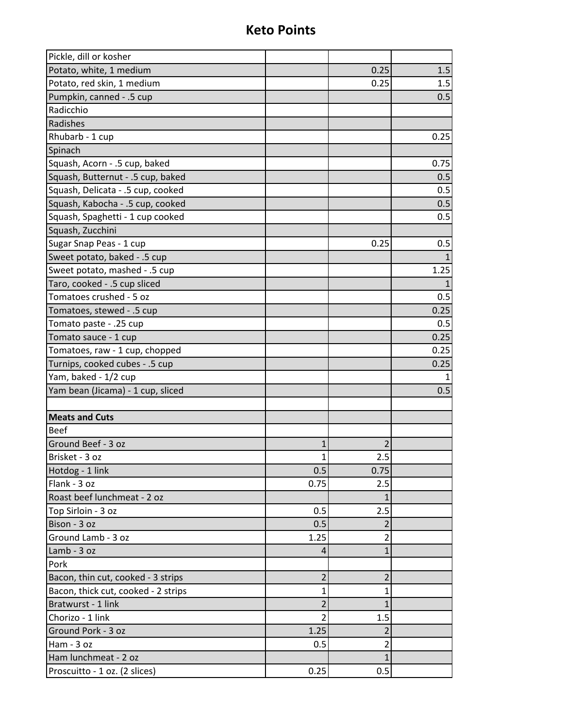## Keto Points

| | | | |
|---|---|---|---|
| Pickle, dill or kosher | | | |
| Potato, white, 1 medium | | 0.25 | 1.5 |
| Potato, red skin, 1 medium | | 0.25 | 1.5 |
| Pumpkin, canned - .5 cup | | | 0.5 |
| Radicchio | | | |
| Radishes | | | |
| Rhubarb - 1 cup | | | 0.25 |
| Spinach | | | |
| Squash, Acorn - .5 cup, baked | | | 0.75 |
| Squash, Butternut - .5 cup, baked | | | 0.5 |
| Squash, Delicata - .5 cup, cooked | | | 0.5 |
| Squash, Kabocha - .5 cup, cooked | | | 0.5 |
| Squash, Spaghetti - 1 cup cooked | | | 0.5 |
| Squash, Zucchini | | | |
| Sugar Snap Peas - 1 cup | | 0.25 | 0.5 |
| Sweet potato, baked - .5 cup | | | 1 |
| Sweet potato, mashed - .5 cup | | | 1.25 |
| Taro, cooked - .5 cup sliced | | | 1 |
| Tomatoes crushed - 5 oz | | | 0.5 |
| Tomatoes, stewed - .5 cup | | | 0.25 |
| Tomato paste - .25 cup | | | 0.5 |
| Tomato sauce - 1 cup | | | 0.25 |
| Tomatoes, raw - 1 cup, chopped | | | 0.25 |
| Turnips, cooked cubes - .5 cup | | | 0.25 |
| Yam, baked - 1/2 cup | | | 1 |
| Yam bean (Jicama) - 1 cup, sliced | | | 0.5 |
| | | | |
| **Meats and Cuts** | | | |
| Beef | | | |
| Ground Beef - 3 oz | 1 | 2 | |
| Brisket - 3 oz | 1 | 2.5 | |
| Hotdog - 1 link | 0.5 | 0.75 | |
| Flank - 3 oz | 0.75 | 2.5 | |
| Roast beef lunchmeat - 2 oz | | 1 | |
| Top Sirloin - 3 oz | 0.5 | 2.5 | |
| Bison - 3 oz | 0.5 | 2 | |
| Ground Lamb - 3 oz | 1.25 | 2 | |
| Lamb - 3 oz | 4 | 1 | |
| Pork | | | |
| Bacon, thin cut, cooked - 3 strips | 2 | 2 | |
| Bacon, thick cut, cooked - 2 strips | 1 | 1 | |
| Bratwurst - 1 link | 2 | 1 | |
| Chorizo - 1 link | 2 | 1.5 | |
| Ground Pork - 3 oz | 1.25 | 2 | |
| Ham - 3 oz | 0.5 | 2 | |
| Ham lunchmeat - 2 oz | | 1 | |
| Proscuitto - 1 oz. (2 slices) | 0.25 | 0.5 | |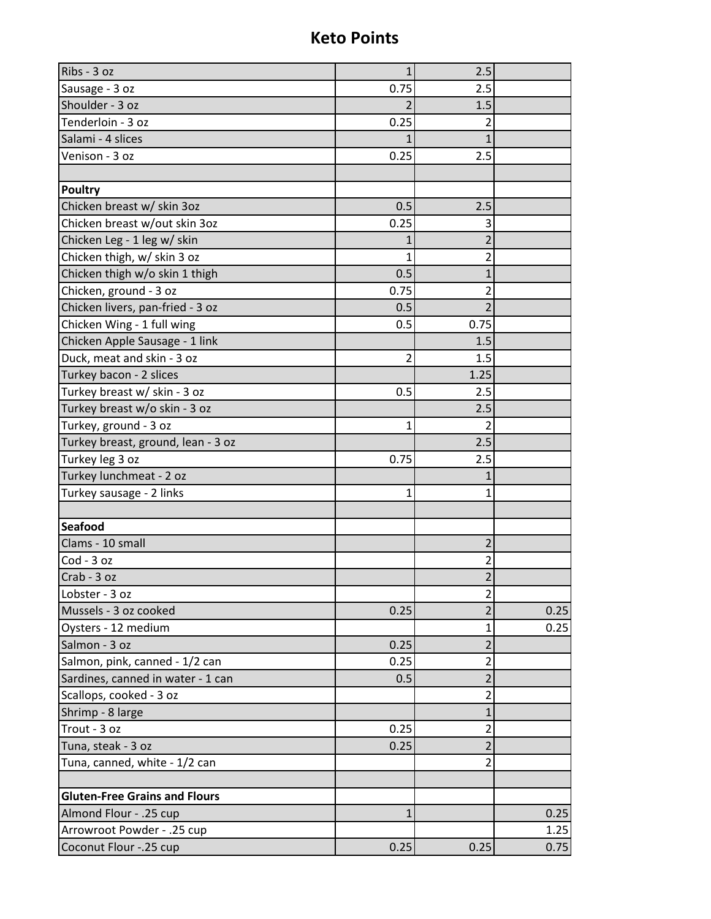# Keto Points

| | | | |
|---|---|---|---|
| Ribs - 3 oz | 1 | 2.5 | |
| Sausage - 3 oz | 0.75 | 2.5 | |
| Shoulder - 3 oz | 2 | 1.5 | |
| Tenderloin - 3 oz | 0.25 | 2 | |
| Salami - 4 slices | 1 | 1 | |
| Venison - 3 oz | 0.25 | 2.5 | |
| | | | |
| **Poultry** | | | |
| Chicken breast w/ skin 3oz | 0.5 | 2.5 | |
| Chicken breast w/out skin 3oz | 0.25 | 3 | |
| Chicken Leg - 1 leg w/ skin | 1 | 2 | |
| Chicken thigh, w/ skin 3 oz | 1 | 2 | |
| Chicken thigh w/o skin 1 thigh | 0.5 | 1 | |
| Chicken, ground - 3 oz | 0.75 | 2 | |
| Chicken livers, pan-fried - 3 oz | 0.5 | 2 | |
| Chicken Wing - 1 full wing | 0.5 | 0.75 | |
| Chicken Apple Sausage - 1 link | | 1.5 | |
| Duck, meat and skin - 3 oz | 2 | 1.5 | |
| Turkey bacon - 2 slices | | 1.25 | |
| Turkey breast w/ skin - 3 oz | 0.5 | 2.5 | |
| Turkey breast w/o skin - 3 oz | | 2.5 | |
| Turkey, ground - 3 oz | 1 | 2 | |
| Turkey breast, ground, lean - 3 oz | | 2.5 | |
| Turkey leg 3 oz | 0.75 | 2.5 | |
| Turkey lunchmeat - 2 oz | | 1 | |
| Turkey sausage - 2 links | 1 | 1 | |
| | | | |
| **Seafood** | | | |
| Clams - 10 small | | 2 | |
| Cod - 3 oz | | 2 | |
| Crab - 3 oz | | 2 | |
| Lobster - 3 oz | | 2 | |
| Mussels - 3 oz cooked | 0.25 | 2 | 0.25 |
| Oysters - 12 medium | | 1 | 0.25 |
| Salmon - 3 oz | 0.25 | 2 | |
| Salmon, pink, canned - 1/2 can | 0.25 | 2 | |
| Sardines, canned in water - 1 can | 0.5 | 2 | |
| Scallops, cooked - 3 oz | | 2 | |
| Shrimp - 8 large | | 1 | |
| Trout - 3 oz | 0.25 | 2 | |
| Tuna, steak - 3 oz | 0.25 | 2 | |
| Tuna, canned, white - 1/2 can | | 2 | |
| | | | |
| **Gluten-Free Grains and Flours** | | | |
| Almond Flour - .25 cup | 1 | | 0.25 |
| Arrowroot Powder - .25 cup | | | 1.25 |
| Coconut Flour -.25 cup | 0.25 | 0.25 | 0.75 |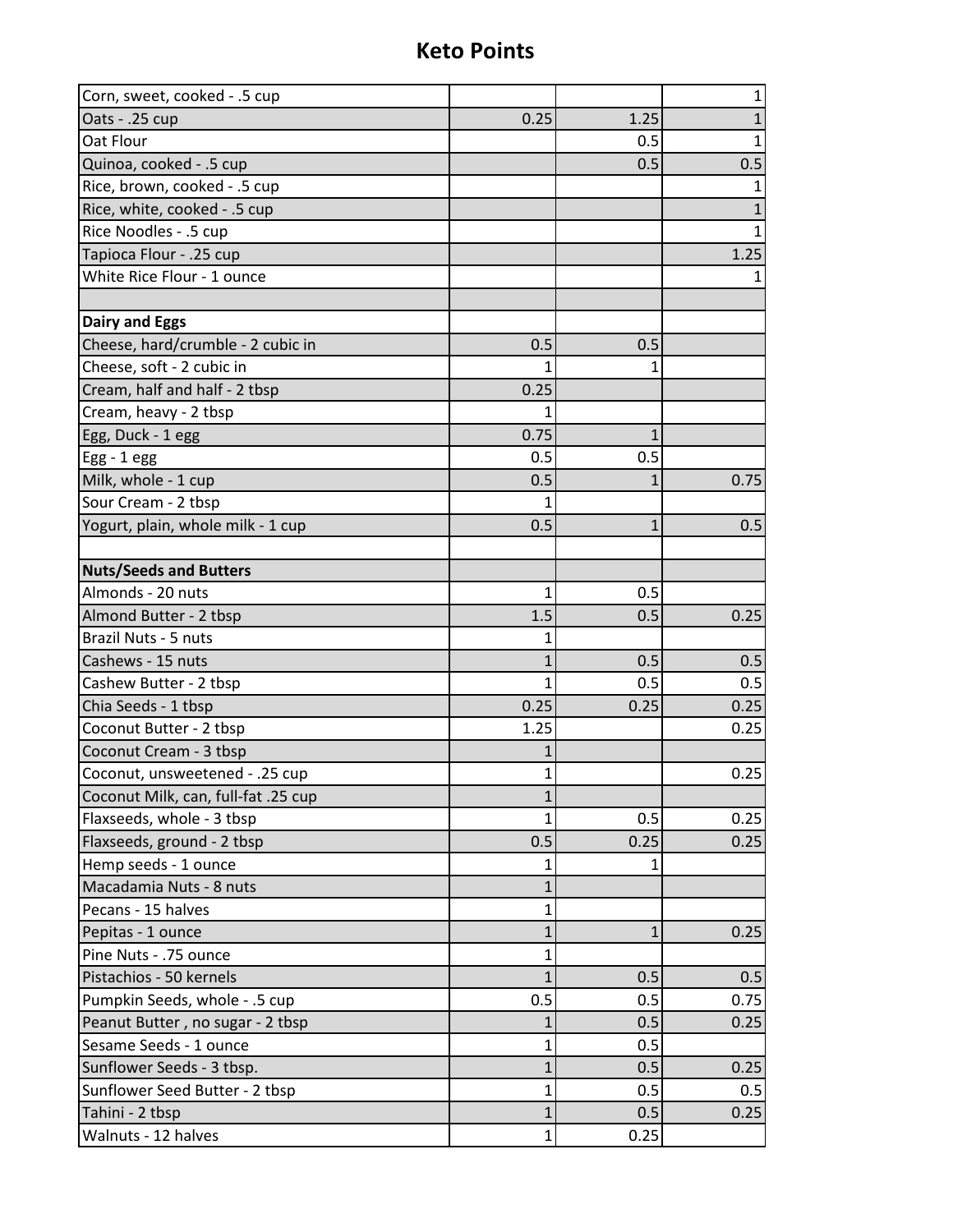# Keto Points

| | | | |
|---|---|---|---|
| Corn, sweet, cooked - .5 cup | | | 1 |
| Oats - .25 cup | 0.25 | 1.25 | 1 |
| Oat Flour | | 0.5 | 1 |
| Quinoa, cooked - .5 cup | | 0.5 | 0.5 |
| Rice, brown, cooked - .5 cup | | | 1 |
| Rice, white, cooked - .5 cup | | | 1 |
| Rice Noodles - .5 cup | | | 1 |
| Tapioca Flour - .25 cup | | | 1.25 |
| White Rice Flour - 1 ounce | | | 1 |
| | | | |
| **Dairy and Eggs** | | | |
| Cheese, hard/crumble - 2 cubic in | 0.5 | 0.5 | |
| Cheese, soft - 2 cubic in | 1 | 1 | |
| Cream, half and half - 2 tbsp | 0.25 | | |
| Cream, heavy - 2 tbsp | 1 | | |
| Egg, Duck - 1 egg | 0.75 | 1 | |
| Egg - 1 egg | 0.5 | 0.5 | |
| Milk, whole - 1 cup | 0.5 | 1 | 0.75 |
| Sour Cream - 2 tbsp | 1 | | |
| Yogurt, plain, whole milk - 1 cup | 0.5 | 1 | 0.5 |
| | | | |
| **Nuts/Seeds and Butters** | | | |
| Almonds - 20 nuts | 1 | 0.5 | |
| Almond Butter - 2 tbsp | 1.5 | 0.5 | 0.25 |
| Brazil Nuts - 5 nuts | 1 | | |
| Cashews - 15 nuts | 1 | 0.5 | 0.5 |
| Cashew Butter - 2 tbsp | 1 | 0.5 | 0.5 |
| Chia Seeds - 1 tbsp | 0.25 | 0.25 | 0.25 |
| Coconut Butter - 2 tbsp | 1.25 | | 0.25 |
| Coconut Cream - 3 tbsp | 1 | | |
| Coconut, unsweetened - .25 cup | 1 | | 0.25 |
| Coconut Milk, can, full-fat .25 cup | 1 | | |
| Flaxseeds, whole - 3 tbsp | 1 | 0.5 | 0.25 |
| Flaxseeds, ground - 2 tbsp | 0.5 | 0.25 | 0.25 |
| Hemp seeds - 1 ounce | 1 | 1 | |
| Macadamia Nuts - 8 nuts | 1 | | |
| Pecans - 15 halves | 1 | | |
| Pepitas - 1 ounce | 1 | 1 | 0.25 |
| Pine Nuts - .75 ounce | 1 | | |
| Pistachios - 50 kernels | 1 | 0.5 | 0.5 |
| Pumpkin Seeds, whole - .5 cup | 0.5 | 0.5 | 0.75 |
| Peanut Butter , no sugar - 2 tbsp | 1 | 0.5 | 0.25 |
| Sesame Seeds - 1 ounce | 1 | 0.5 | |
| Sunflower Seeds - 3 tbsp. | 1 | 0.5 | 0.25 |
| Sunflower Seed Butter - 2 tbsp | 1 | 0.5 | 0.5 |
| Tahini - 2 tbsp | 1 | 0.5 | 0.25 |
| Walnuts - 12 halves | 1 | 0.25 | |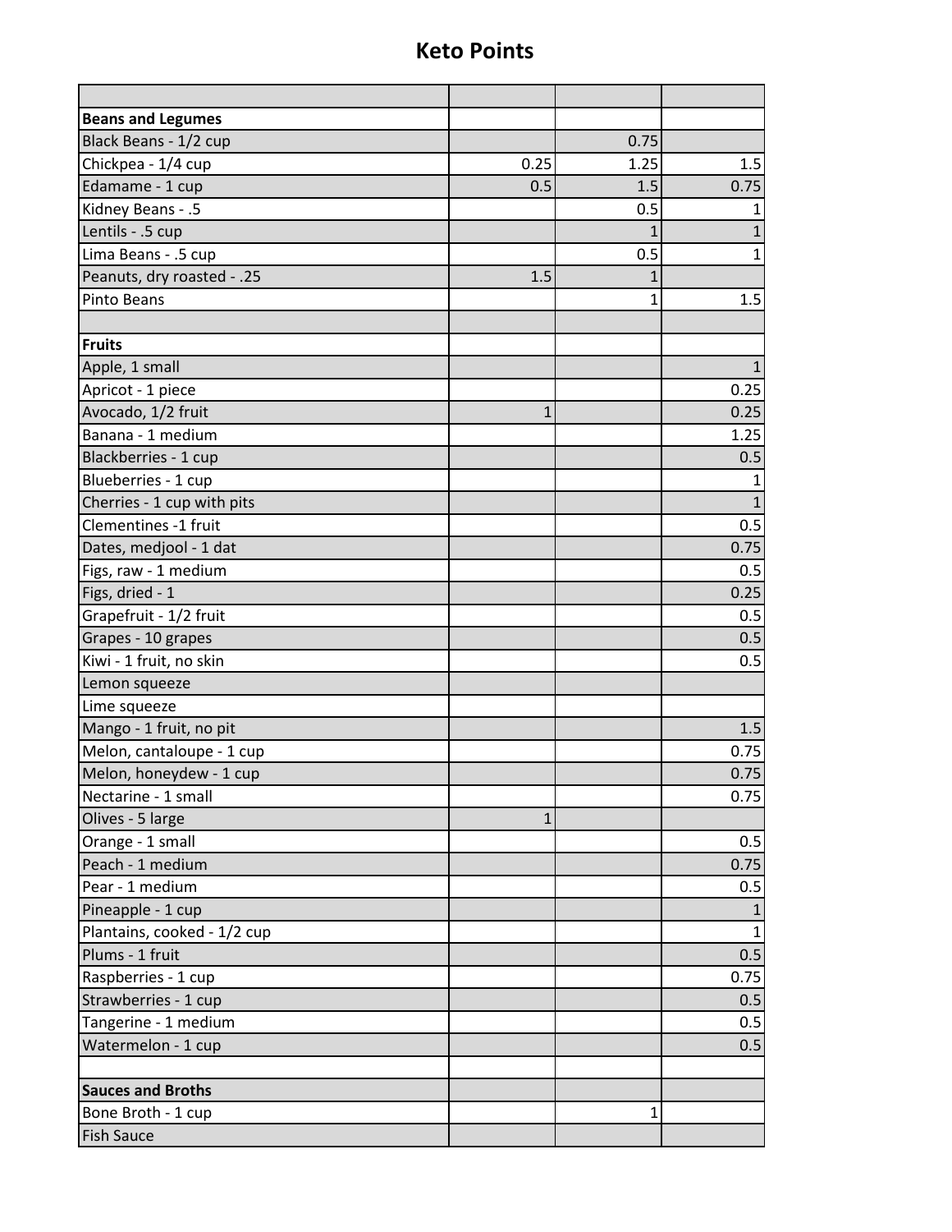# Keto Points

| | | | |
|---|---|---|---|
| **Beans and Legumes** | | | |
| Black Beans - 1/2 cup | | 0.75 | |
| Chickpea - 1/4 cup | 0.25 | 1.25 | 1.5 |
| Edamame - 1 cup | 0.5 | 1.5 | 0.75 |
| Kidney Beans - .5 | | 0.5 | 1 |
| Lentils - .5 cup | | 1 | 1 |
| Lima Beans - .5 cup | | 0.5 | 1 |
| Peanuts, dry roasted - .25 | 1.5 | 1 | |
| Pinto Beans | | 1 | 1.5 |
| | | | |
| **Fruits** | | | |
| Apple, 1 small | | | 1 |
| Apricot - 1 piece | | | 0.25 |
| Avocado, 1/2 fruit | 1 | | 0.25 |
| Banana - 1 medium | | | 1.25 |
| Blackberries - 1 cup | | | 0.5 |
| Blueberries - 1 cup | | | 1 |
| Cherries - 1 cup with pits | | | 1 |
| Clementines -1 fruit | | | 0.5 |
| Dates, medjool - 1 dat | | | 0.75 |
| Figs, raw - 1 medium | | | 0.5 |
| Figs, dried - 1 | | | 0.25 |
| Grapefruit - 1/2 fruit | | | 0.5 |
| Grapes - 10 grapes | | | 0.5 |
| Kiwi - 1 fruit, no skin | | | 0.5 |
| Lemon squeeze | | | |
| Lime squeeze | | | |
| Mango - 1 fruit, no pit | | | 1.5 |
| Melon, cantaloupe - 1 cup | | | 0.75 |
| Melon, honeydew - 1 cup | | | 0.75 |
| Nectarine - 1 small | | | 0.75 |
| Olives - 5 large | 1 | | |
| Orange - 1 small | | | 0.5 |
| Peach - 1 medium | | | 0.75 |
| Pear - 1 medium | | | 0.5 |
| Pineapple - 1 cup | | | 1 |
| Plantains, cooked - 1/2 cup | | | 1 |
| Plums - 1 fruit | | | 0.5 |
| Raspberries - 1 cup | | | 0.75 |
| Strawberries - 1 cup | | | 0.5 |
| Tangerine - 1 medium | | | 0.5 |
| Watermelon - 1 cup | | | 0.5 |
| | | | |
| **Sauces and Broths** | | | |
| Bone Broth - 1 cup | | 1 | |
| Fish Sauce | | | |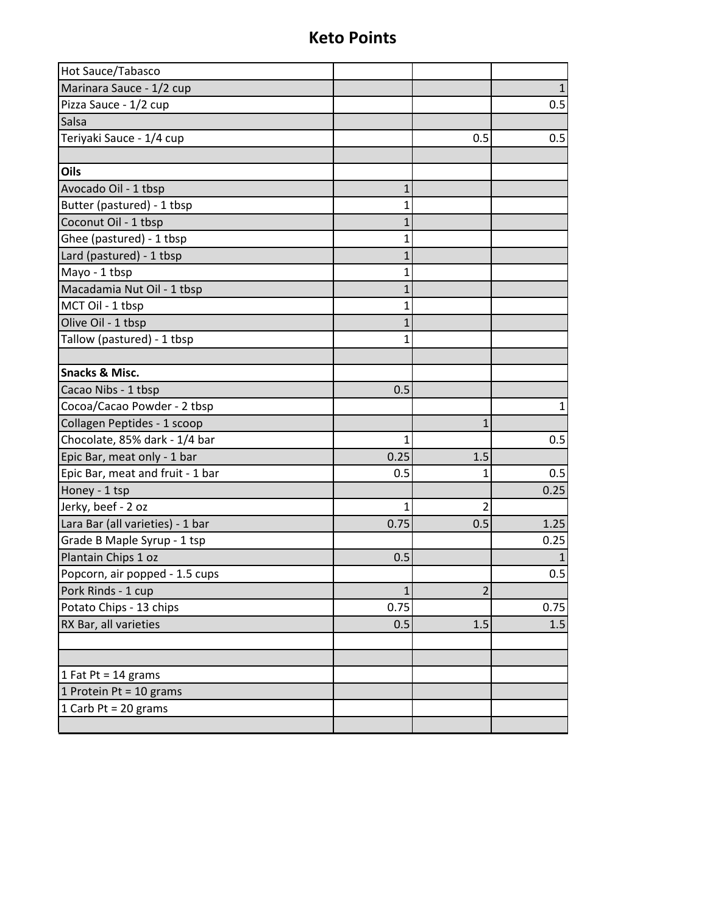## Keto Points

| | | | |
|---|---|---|---|
| Hot Sauce/Tabasco | | | |
| Marinara Sauce - 1/2 cup | | | 1 |
| Pizza Sauce - 1/2 cup | | | 0.5 |
| Salsa | | | |
| Teriyaki Sauce - 1/4 cup | | 0.5 | 0.5 |
| | | | |
| **Oils** | | | |
| Avocado Oil - 1 tbsp | 1 | | |
| Butter (pastured) - 1 tbsp | 1 | | |
| Coconut Oil - 1 tbsp | 1 | | |
| Ghee (pastured) - 1 tbsp | 1 | | |
| Lard (pastured) - 1 tbsp | 1 | | |
| Mayo - 1 tbsp | 1 | | |
| Macadamia Nut Oil - 1 tbsp | 1 | | |
| MCT Oil - 1 tbsp | 1 | | |
| Olive Oil - 1 tbsp | 1 | | |
| Tallow (pastured) - 1 tbsp | 1 | | |
| | | | |
| **Snacks & Misc.** | | | |
| Cacao Nibs - 1 tbsp | 0.5 | | |
| Cocoa/Cacao Powder - 2 tbsp | | | 1 |
| Collagen Peptides - 1 scoop | | 1 | |
| Chocolate, 85% dark - 1/4 bar | 1 | | 0.5 |
| Epic Bar, meat only - 1 bar | 0.25 | 1.5 | |
| Epic Bar, meat and fruit - 1 bar | 0.5 | 1 | 0.5 |
| Honey - 1 tsp | | | 0.25 |
| Jerky, beef - 2 oz | 1 | 2 | |
| Lara Bar (all varieties) - 1 bar | 0.75 | 0.5 | 1.25 |
| Grade B Maple Syrup - 1 tsp | | | 0.25 |
| Plantain Chips 1 oz | 0.5 | | 1 |
| Popcorn, air popped - 1.5 cups | | | 0.5 |
| Pork Rinds - 1 cup | 1 | 2 | |
| Potato Chips - 13 chips | 0.75 | | 0.75 |
| RX Bar, all varieties | 0.5 | 1.5 | 1.5 |
| | | | |
| | | | |
| 1 Fat Pt = 14 grams | | | |
| 1 Protein Pt = 10 grams | | | |
| 1 Carb Pt = 20 grams | | | |
| | | | |